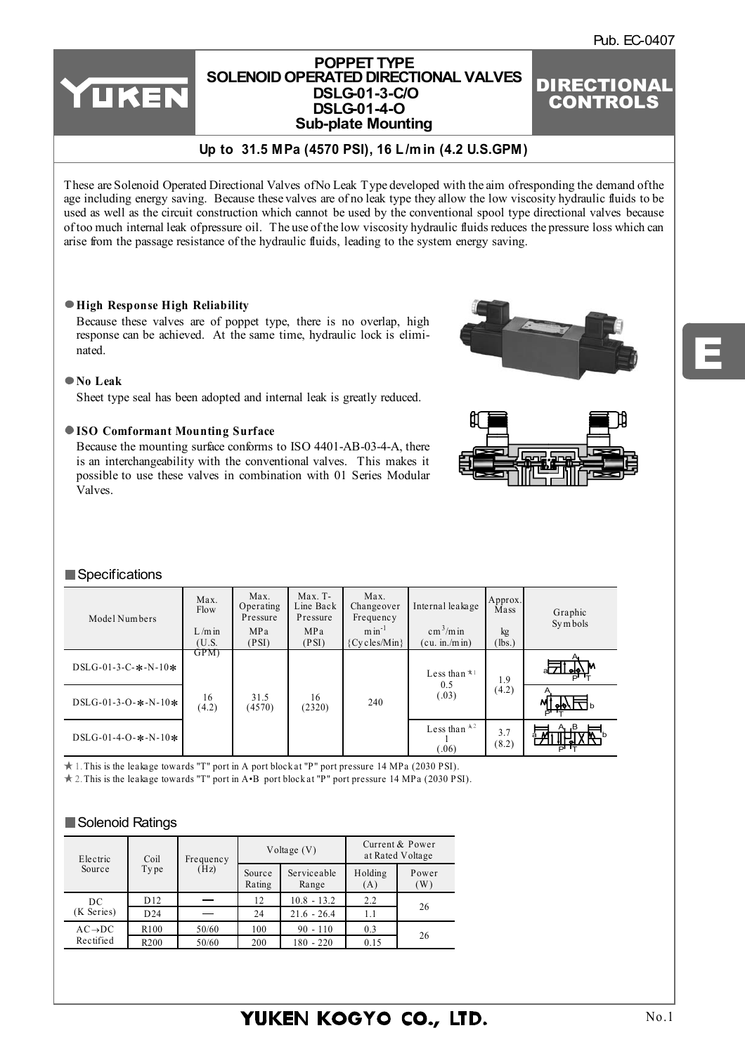Pub. EC-0407

# POPPET TYPE SOLENOID OPERATED DIRECTIONAL VALVES DSLG-01-3-C/O DSLG-01-4-O Sub-plate Mounting

**DIRECTIONAL CONTROLS**

**Up to 31.5 MPa (4570 PSI), 16 L/min (4.2 U.S.GPM)**

These are Solenoid Operated Directional Valves of No Leak Type developed with the aim of responding the demand of the age including energy saving. Because these valves are of no leak type they allow the low viscosity hydraulic fluids to be used as well as the circuit construction which cannot be used by the conventional spool type directional valves because of too much internal leak of pressure oil. The use of the low viscosity hydraulic fluids reduces the pressure loss which can arise from the passage resistance of the hydraulic fluids, leading to the system energy saving.

● **High Response High Reliability**
Because these valves are of poppet type, there is no overlap, high response can be achieved. At the same time, hydraulic lock is eliminated.

● **No Leak**
Sheet type seal has been adopted and internal leak is greatly reduced.

● **ISO Comformant Mounting Surface**
Because the mounting surface conforms to ISO 4401-AB-03-4-A, there is an interchangeability with the conventional valves. This makes it possible to use these valves in combination with 01 Series Modular Valves.

## ■ Specifications

| Model Numbers | Max. Flow L/min (U.S. GPM) | Max. Operating Pressure MPa (PSI) | Max. T-Line Back Pressure MPa (PSI) | Max. Changeover Frequency min$^{-1}$ {Cycles/Min} | Internal leakage cm$^3$/min (cu. in./min) | Approx. Mass kg (lbs.) | Graphic Symbols |
|---|---|---|---|---|---|---|---|
| DSLG-01-3-C-*-N-10* | 16 (4.2) | 31.5 (4570) | 16 (2320) | 240 | Less than ★1 0.5 (.03) | 1.9 (4.2) | |
| DSLG-01-3-O-*-N-10* | | | | | | | |
| DSLG-01-4-O-*-N-10* | | | | | Less than ★2 1 (.06) | 3.7 (8.2) | |

★ 1. This is the leakage towards "T" port in A port block at "P" port pressure 14 MPa (2030 PSI).
★ 2. This is the leakage towards "T" port in A•B port block at "P" port pressure 14 MPa (2030 PSI).

## ■ Solenoid Ratings

| Electric Source | Coil Type | Frequency (Hz) | Voltage (V) | | Current & Power at Rated Voltage | |
|---|---|---|---|---|---|---|
| | | | Source Rating | Serviceable Range | Holding (A) | Power (W) |
| DC (K Series) | D12 | — | 12 | 10.8 - 13.2 | 2.2 | 26 |
| | D24 | — | 24 | 21.6 - 26.4 | 1.1 | |
| AC→DC Rectified | R100 | 50/60 | 100 | 90 - 110 | 0.3 | 26 |
| | R200 | 50/60 | 200 | 180 - 220 | 0.15 | |

YUKEN KOGYO CO., LTD.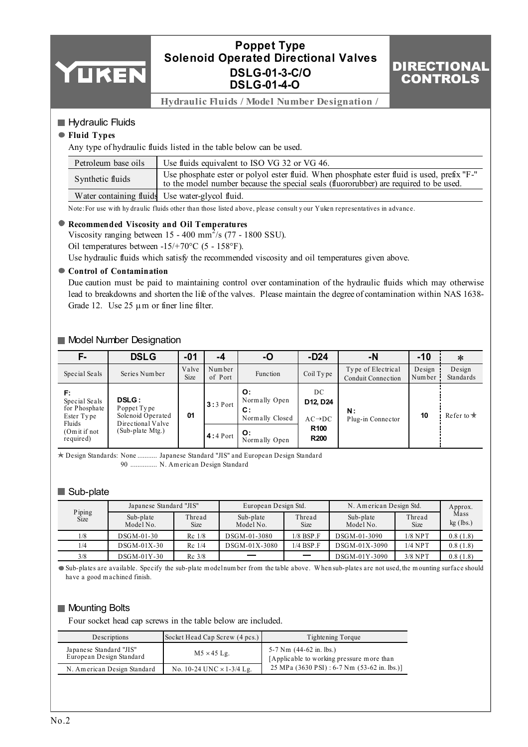# Poppet Type Solenoid Operated Directional Valves DSLG-01-3-C/O DSLG-01-4-O

## Hydraulic Fluids / Model Number Designation /

## Hydraulic Fluids

### Fluid Types

Any type of hydraulic fluids listed in the table below can be used.

| | |
|---|---|
| Petroleum base oils | Use fluids equivalent to ISO VG 32 or VG 46. |
| Synthetic fluids | Use phosphate ester or polyol ester fluid. When phosphate ester fluid is used, prefix "F-" to the model number because the special seals (fluororubber) are required to be used. |
| Water containing fluids | Use water-glycol fluid. |

Note: For use with hydraulic fluids other than those listed above, please consult your Yuken representatives in advance.

### Recommended Viscosity and Oil Temperatures

Viscosity ranging between 15 - 400 $mm^2$/s (77 - 1800 SSU).
Oil temperatures between -15/+70°C (5 - 158°F).
Use hydraulic fluids which satisfy the recommended viscosity and oil temperatures given above.

### Control of Contamination

Due caution must be paid to maintaining control over contamination of the hydraulic fluids which may otherwise lead to breakdowns and shorten the life of the valves. Please maintain the degree of contamination within NAS 1638-Grade 12. Use 25 μm or finer line filter.

## Model Number Designation

| F- | DSLG | -01 | -4 | -O | -D24 | -N | -10 | * |
|---|---|---|---|---|---|---|---|---|
| Special Seals | Series Number | Valve Size | Number of Port | Function | Coil Type | Type of Electrical Conduit Connection | Design Number | Design Standards |
| **F:** Special Seals for Phosphate Ester Type Fluids (Omit if not required) | **DSLG:** Poppet Type Solenoid Operated Directional Valve (Sub-plate Mtg.) | **01** | **3:** 3 Port | **O:** Normally Open **C:** Normally Closed | DC **D12, D24** AC→DC **R100** **R200** | **N:** Plug-in Connector | **10** | Refer to ★ |
| | | | **4:** 4 Port | **O:** Normally Open | | | | |

★ Design Standards: None ........... Japanese Standard "JIS" and European Design Standard
90 .............. N. American Design Standard

## Sub-plate

| Piping Size | Japanese Standard "JIS" | | European Design Std. | | N. American Design Std. | | Approx. Mass kg (lbs.) |
|---|---|---|---|---|---|---|---|
| | Sub-plate Model No. | Thread Size | Sub-plate Model No. | Thread Size | Sub-plate Model No. | Thread Size | |
| 1/8 | DSGM-01-30 | Rc 1/8 | DSGM-01-3080 | 1/8 BSP.F | DSGM-01-3090 | 1/8 NPT | 0.8 (1.8) |
| 1/4 | DSGM-01X-30 | Rc 1/4 | DSGM-01X-3080 | 1/4 BSP.F | DSGM-01X-3090 | 1/4 NPT | 0.8 (1.8) |
| 3/8 | DSGM-01Y-30 | Rc 3/8 | — | — | DSGM-01Y-3090 | 3/8 NPT | 0.8 (1.8) |

● Sub-plates are available. Specify the sub-plate model number from the table above. When sub-plates are not used, the mounting surface should have a good machined finish.

## Mounting Bolts

Four socket head cap screws in the table below are included.

| Descriptions | Socket Head Cap Screw (4 pcs.) | Tightening Torque |
|---|---|---|
| Japanese Standard "JIS" European Design Standard | M5 × 45 Lg. | 5-7 Nm (44-62 in. lbs.) [Applicable to working pressure more than 25 MPa (3630 PSI) : 6-7 Nm (53-62 in. lbs.)] |
| N. American Design Standard | No. 10-24 UNC × 1-3/4 Lg. | |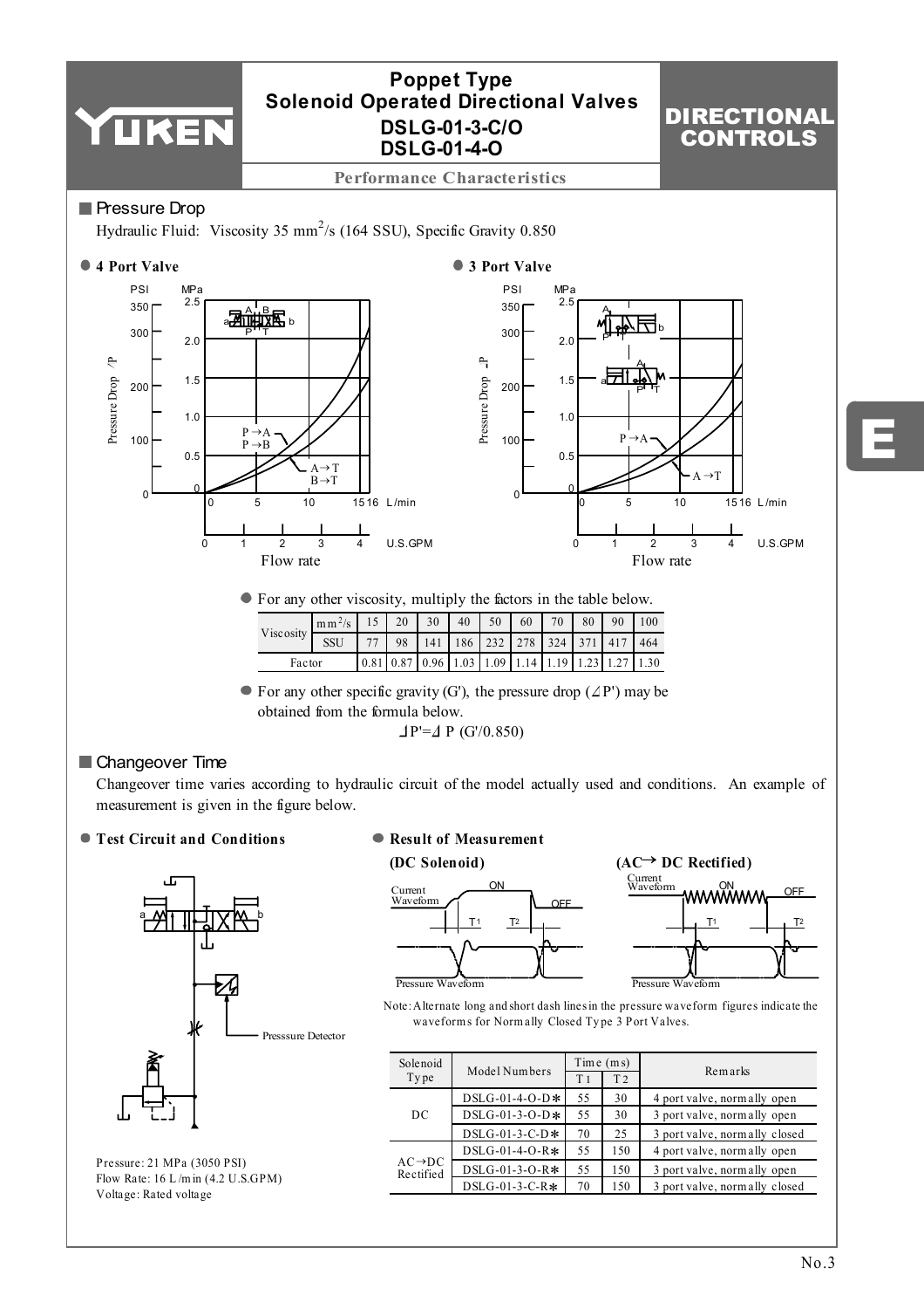# Poppet Type Solenoid Operated Directional Valves DSLG-01-3-C/O DSLG-01-4-O

**Performance Characteristics**

## Pressure Drop

Hydraulic Fluid: Viscosity 35 mm$^2$/s (164 SSU), Specific Gravity 0.850

● **4 Port Valve**

● **3 Port Valve**

● For any other viscosity, multiply the factors in the table below.

| Viscosity | mm$^2$/s | 15 | 20 | 30 | 40 | 50 | 60 | 70 | 80 | 90 | 100 |
|---|---|---|---|---|---|---|---|---|---|---|---|
| | SSU | 77 | 98 | 141 | 186 | 232 | 278 | 324 | 371 | 417 | 464 |
| Factor | | 0.81 | 0.87 | 0.96 | 1.03 | 1.09 | 1.14 | 1.19 | 1.23 | 1.27 | 1.30 |

● For any other specific gravity (G'), the pressure drop ($\Delta P'$) may be obtained from the formula below.

$$\Delta P' = \Delta P \; (G'/0.850)$$

## Changeover Time

Changeover time varies according to hydraulic circuit of the model actually used and conditions. An example of measurement is given in the figure below.

● **Test Circuit and Conditions**

Presssure Detector

Pressure: 21 MPa (3050 PSI)
Flow Rate: 16 L/min (4.2 U.S.GPM)
Voltage: Rated voltage

● **Result of Measurement**

**(DC Solenoid)**

**(AC→ DC Rectified)**

Note: Alternate long and short dash lines in the pressure waveform figures indicate the waveforms for Normally Closed Type 3 Port Valves.

| Solenoid Type | Model Numbers | Time (ms) T1 | Time (ms) T2 | Remarks |
|---|---|---|---|---|
| DC | DSLG-01-4-O-D* | 55 | 30 | 4 port valve, normally open |
| | DSLG-01-3-O-D* | 55 | 30 | 3 port valve, normally open |
| | DSLG-01-3-C-D* | 70 | 25 | 3 port valve, normally closed |
| AC→DC Rectified | DSLG-01-4-O-R* | 55 | 150 | 4 port valve, normally open |
| | DSLG-01-3-O-R* | 55 | 150 | 3 port valve, normally open |
| | DSLG-01-3-C-R* | 70 | 150 | 3 port valve, normally closed |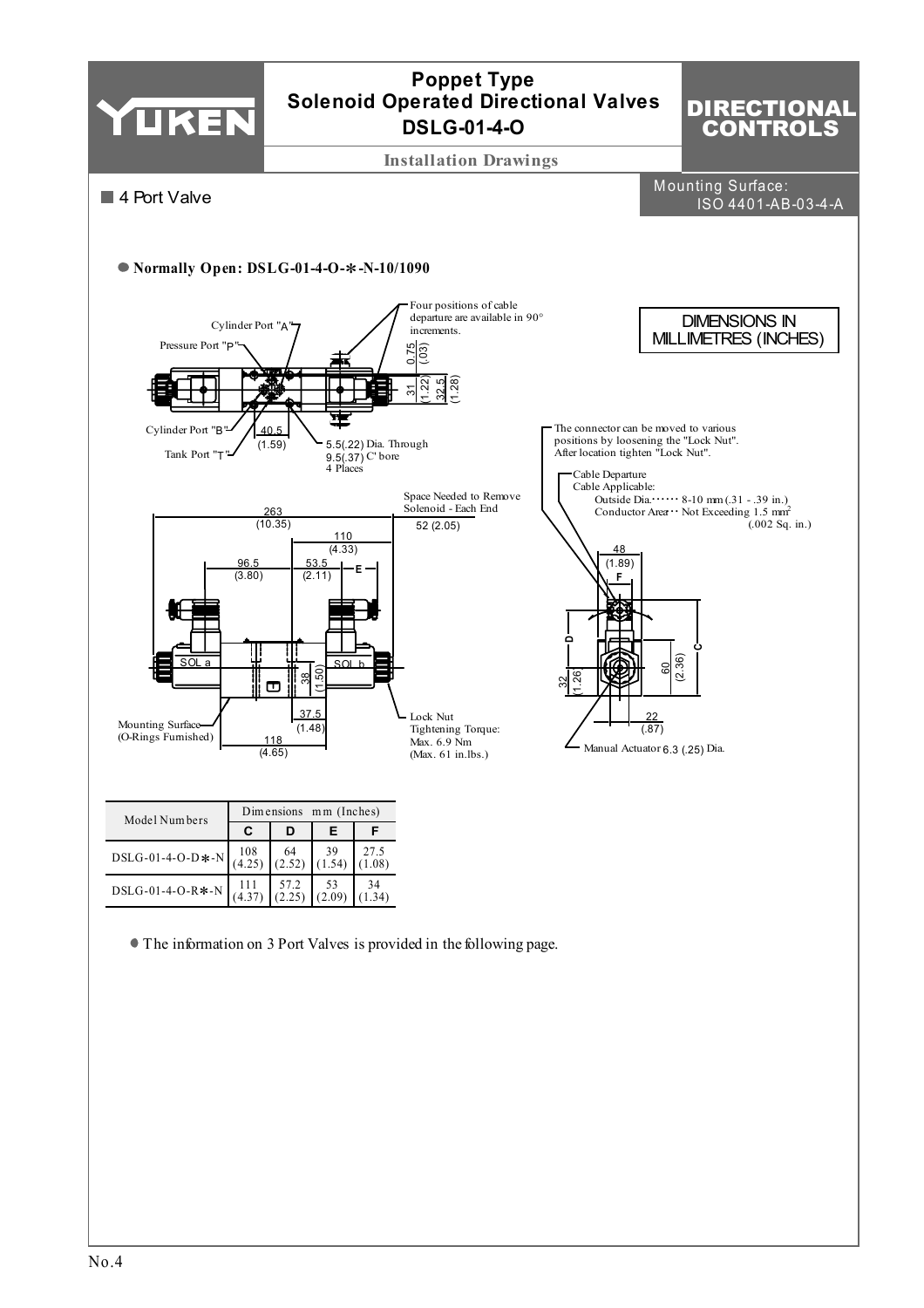# Poppet Type Solenoid Operated Directional Valves DSLG-01-4-O

## DIRECTIONAL CONTROLS

### Installation Drawings

## ■ 4 Port Valve

Mounting Surface: ISO 4401-AB-03-4-A

● **Normally Open: DSLG-01-4-O-∗-N-10/1090**

DIMENSIONS IN MILLIMETRES (INCHES)

Cylinder Port "A"
Pressure Port "P"
Cylinder Port "B"
Tank Port "T"

Four positions of cable departure are available in 90° increments.

5.5(.22) Dia. Through 9.5(.37) C' bore 4 Places

Space Needed to Remove Solenoid - Each End 52 (2.05)

Mounting Surface (O-Rings Furnished)

Lock Nut Tightening Torque: Max. 6.9 Nm (Max. 61 in.lbs.)

The connector can be moved to various positions by loosening the "Lock Nut". After location tighten "Lock Nut".

Cable Departure
Cable Applicable:
Outside Dia.······ 8-10 mm (.31 - .39 in.)
Conductor Area·· Not Exceeding 1.5 mm² (.002 Sq. in.)

Manual Actuator 6.3 (.25) Dia.

| Model Numbers | Dimensions mm (Inches) | | | |
|---|---|---|---|---|
| | C | D | E | F |
| DSLG-01-4-O-D∗-N | 108 (4.25) | 64 (2.52) | 39 (1.54) | 27.5 (1.08) |
| DSLG-01-4-O-R∗-N | 111 (4.37) | 57.2 (2.25) | 53 (2.09) | 34 (1.34) |

● The information on 3 Port Valves is provided in the following page.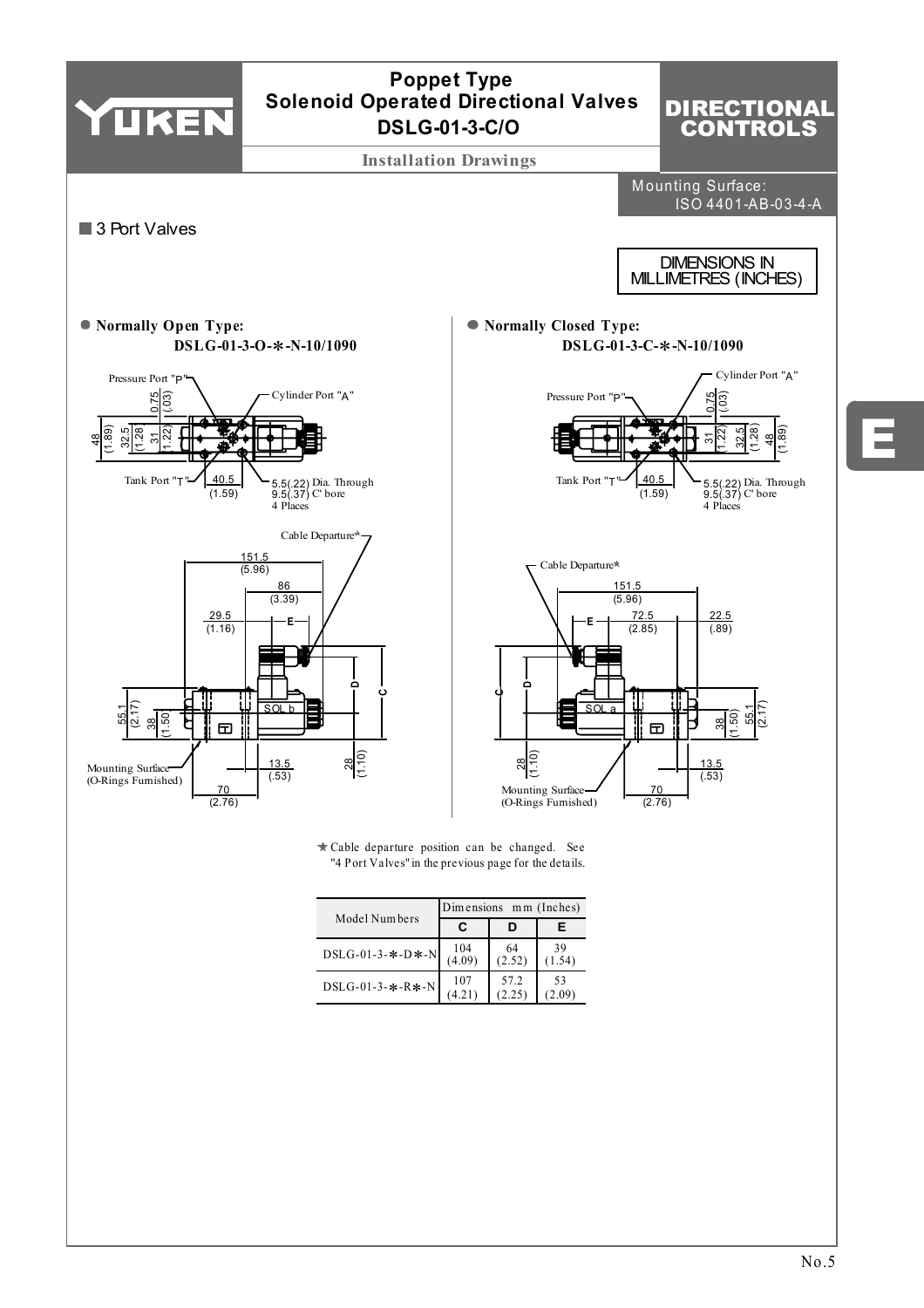# Poppet Type Solenoid Operated Directional Valves DSLG-01-3-C/O

**Installation Drawings**

**DIRECTIONAL CONTROLS**

Mounting Surface: ISO 4401-AB-03-4-A

## ■ 3 Port Valves

DIMENSIONS IN MILLIMETRES (INCHES)

● **Normally Open Type:**
**DSLG-01-3-O-∗-N-10/1090**

Pressure Port "P"
Cylinder Port "A"
Tank Port "T"
5.5(.22) Dia. Through
9.5(.37) C' bore
4 Places
Cable Departure★
Mounting Surface
(O-Rings Furnished)

● **Normally Closed Type:**
**DSLG-01-3-C-∗-N-10/1090**

Pressure Port "P"
Cylinder Port "A"
Tank Port "T"
5.5(.22) Dia. Through
9.5(.37) C' bore
4 Places
Cable Departure★
Mounting Surface
(O-Rings Furnished)

★Cable departure position can be changed. See "4 Port Valves" in the previous page for the details.

| Model Numbers | Dimensions mm (Inches) | | |
|---|---|---|---|
| | C | D | E |
| DSLG-01-3-∗-D∗-N | 104 (4.09) | 64 (2.52) | 39 (1.54) |
| DSLG-01-3-∗-R∗-N | 107 (4.21) | 57.2 (2.25) | 53 (2.09) |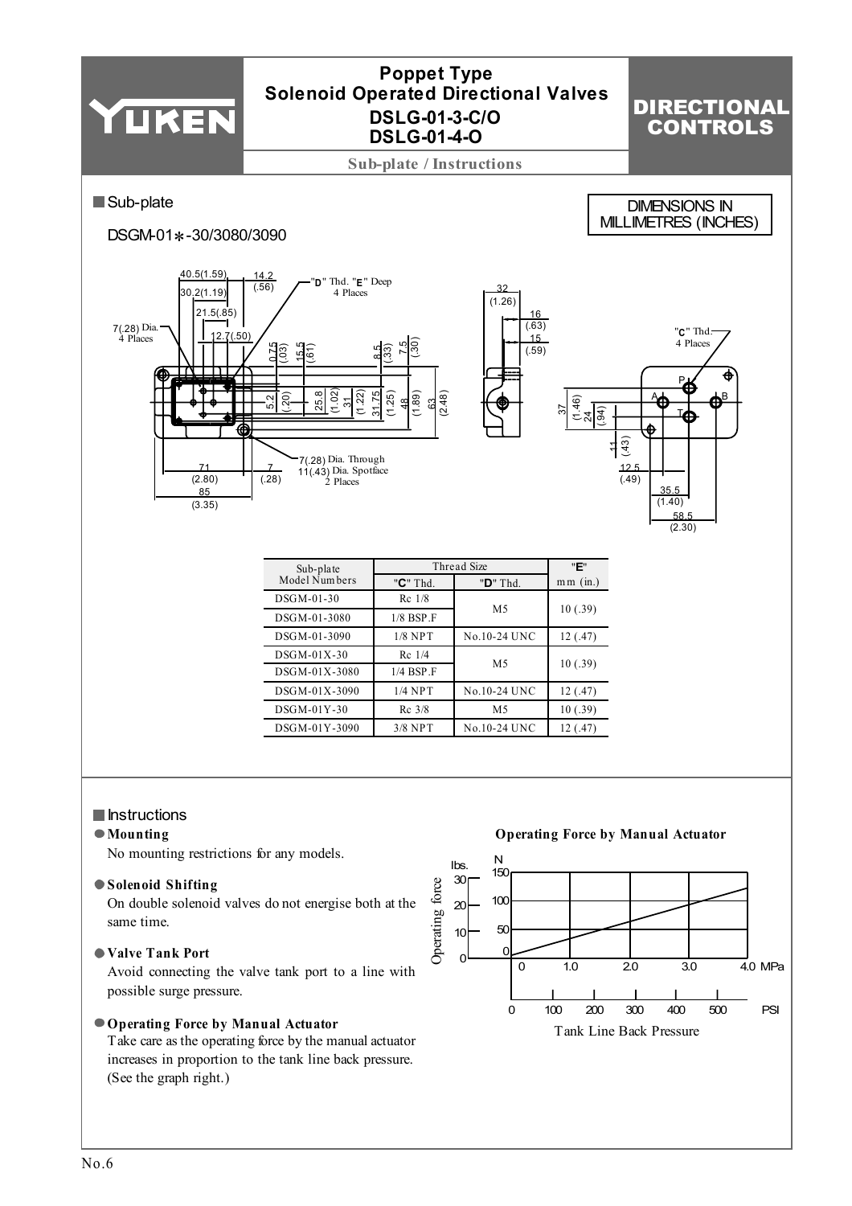# Poppet Type Solenoid Operated Directional Valves DSLG-01-3-C/O DSLG-01-4-O

## Sub-plate / Instructions

DIRECTIONAL CONTROLS

DIMENSIONS IN MILLIMETRES (INCHES)

## Sub-plate

DSGM-01*-30/3080/3090

| Sub-plate Model Numbers | Thread Size | | "E" |
|---|---|---|---|
| | "C" Thd. | "D" Thd. | mm (in.) |
| DSGM-01-30 | Rc 1/8 | M5 | 10 (.39) |
| DSGM-01-3080 | 1/8 BSP.F | | |
| DSGM-01-3090 | 1/8 NPT | No.10-24 UNC | 12 (.47) |
| DSGM-01X-30 | Rc 1/4 | M5 | 10 (.39) |
| DSGM-01X-3080 | 1/4 BSP.F | | |
| DSGM-01X-3090 | 1/4 NPT | No.10-24 UNC | 12 (.47) |
| DSGM-01Y-30 | Rc 3/8 | M5 | 10 (.39) |
| DSGM-01Y-3090 | 3/8 NPT | No.10-24 UNC | 12 (.47) |

## Instructions

**● Mounting**

No mounting restrictions for any models.

**● Solenoid Shifting**

On double solenoid valves do not energise both at the same time.

**● Valve Tank Port**

Avoid connecting the valve tank port to a line with possible surge pressure.

**● Operating Force by Manual Actuator**

Take care as the operating force by the manual actuator increases in proportion to the tank line back pressure. (See the graph right.)

**Operating Force by Manual Actuator**

(Graph: Operating force [N / lbs.] vs. Tank Line Back Pressure [MPa / PSI])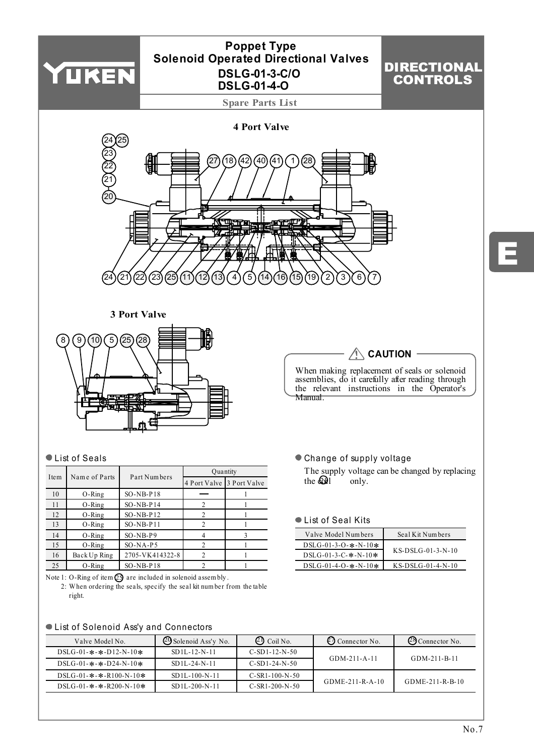# Poppet Type Solenoid Operated Directional Valves

## DSLG-01-3-C/O
## DSLG-01-4-O

**DIRECTIONAL CONTROLS**

### Spare Parts List

**4 Port Valve**

24 25 23 22 21 20 27 18 42 40 41 1 28

24 21 22 23 25 11 12 13 4 5 14 16 15 19 2 3 6 7

**3 Port Valve**

8 9 10 5 25 28

**⚠ CAUTION**

When making replacement of seals or solenoid assemblies, do it carefully after reading through the relevant instructions in the Operator's Manual.

● List of Seals

| Item | Name of Parts | Part Numbers | Quantity | |
|---|---|---|---|---|
| | | | 4 Port Valve | 3 Port Valve |
| 10 | O-Ring | SO-NB-P18 | — | 1 |
| 11 | O-Ring | SO-NB-P14 | 2 | 1 |
| 12 | O-Ring | SO-NB-P12 | 2 | 1 |
| 13 | O-Ring | SO-NB-P11 | 2 | 1 |
| 14 | O-Ring | SO-NB-P9 | 4 | 3 |
| 15 | O-Ring | SO-NA-P5 | 2 | 1 |
| 16 | Back Up Ring | 2705-VK414322-8 | 2 | 1 |
| 25 | O-Ring | SO-NB-P18 | 2 | 1 |

Note 1: O-Ring of item ㉕ are included in solenoid assembly.
2: When ordering the seals, specify the seal kit number from the table right.

● Change of supply voltage

The supply voltage can be changed by replacing the coil ㉑ only.

● List of Seal Kits

| Valve Model Numbers | Seal Kit Numbers |
|---|---|
| DSLG-01-3-O-∗-N-10∗ | KS-DSLG-01-3-N-10 |
| DSLG-01-3-C-∗-N-10∗ | |
| DSLG-01-4-O-∗-N-10∗ | KS-DSLG-01-4-N-10 |

● List of Solenoid Ass'y and Connectors

| Valve Model No. | ⑳ Solenoid Ass'y No. | ㉑ Coil No. | ㉗ Connector No. | ㉘ Connector No. |
|---|---|---|---|---|
| DSLG-01-∗-∗-D12-N-10∗ | SD1L-12-N-11 | C-SD1-12-N-50 | GDM-211-A-11 | GDM-211-B-11 |
| DSLG-01-∗-∗-D24-N-10∗ | SD1L-24-N-11 | C-SD1-24-N-50 | | |
| DSLG-01-∗-∗-R100-N-10∗ | SD1L-100-N-11 | C-SR1-100-N-50 | GDME-211-R-A-10 | GDME-211-R-B-10 |
| DSLG-01-∗-∗-R200-N-10∗ | SD1L-200-N-11 | C-SR1-200-N-50 | | |